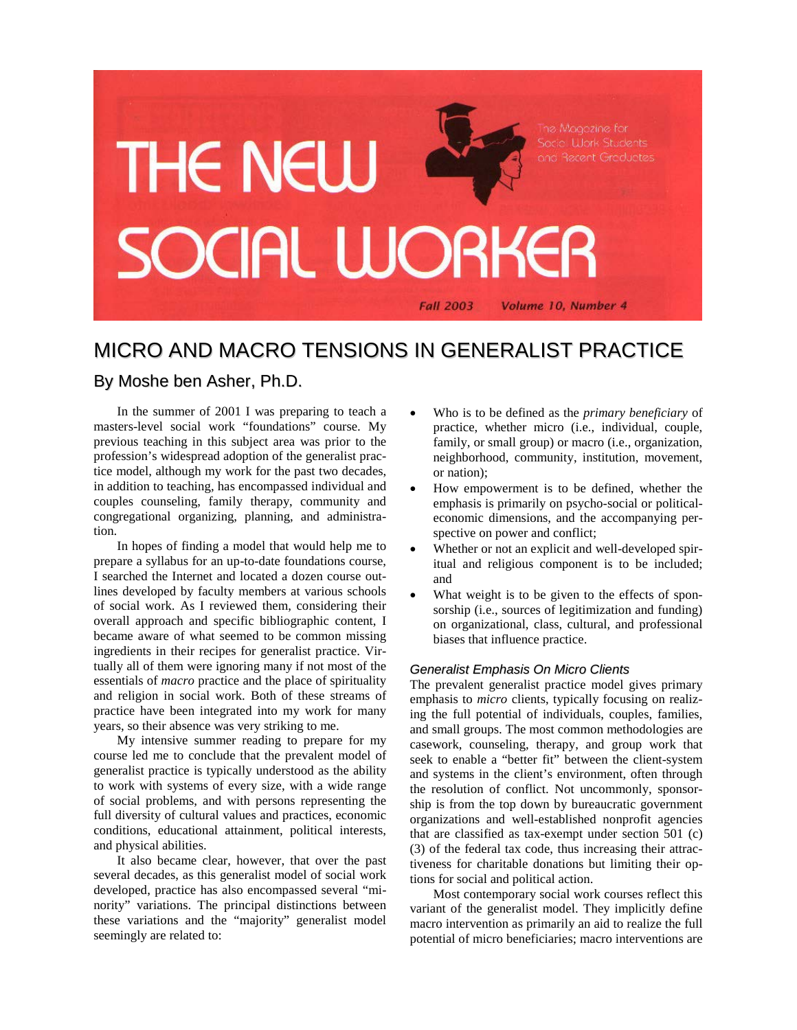# THE NEW SOCIAL WORKER

The Magazine for Social Work Students and Recent Graduates

Fall 2003 Volume 10, Number 4

## MICRO AND MACRO TENSIONS IN GENERALIST PRACTICE

### By Moshe ben Asher, Ph.D.

In the summer of 2001 I was preparing to teach a masters-level social work "foundations" course. My previous teaching in this subject area was prior to the profession's widespread adoption of the generalist practice model, although my work for the past two decades, in addition to teaching, has encompassed individual and couples counseling, family therapy, community and congregational organizing, planning, and administration.

In hopes of finding a model that would help me to prepare a syllabus for an up-to-date foundations course, I searched the Internet and located a dozen course outlines developed by faculty members at various schools of social work. As I reviewed them, considering their overall approach and specific bibliographic content, I became aware of what seemed to be common missing ingredients in their recipes for generalist practice. Virtually all of them were ignoring many if not most of the essentials of *macro* practice and the place of spirituality and religion in social work. Both of these streams of practice have been integrated into my work for many years, so their absence was very striking to me.

My intensive summer reading to prepare for my course led me to conclude that the prevalent model of generalist practice is typically understood as the ability to work with systems of every size, with a wide range of social problems, and with persons representing the full diversity of cultural values and practices, economic conditions, educational attainment, political interests, and physical abilities.

It also became clear, however, that over the past several decades, as this generalist model of social work developed, practice has also encompassed several "minority" variations. The principal distinctions between these variations and the "majority" generalist model seemingly are related to:

- Who is to be defined as the *primary beneficiary* of practice, whether micro (i.e., individual, couple, family, or small group) or macro (i.e., organization, neighborhood, community, institution, movement, or nation);
- How empowerment is to be defined, whether the emphasis is primarily on psycho-social or political-economic dimensions, and the accompanying perspective on power and conflict;
- Whether or not an explicit and well-developed spiritual and religious component is to be included; and
- What weight is to be given to the effects of sponsorship (i.e., sources of legitimization and funding) on organizational, class, cultural, and professional biases that influence practice.

#### *Generalist Emphasis On Micro Clients*

The prevalent generalist practice model gives primary emphasis to *micro* clients, typically focusing on realizing the full potential of individuals, couples, families, and small groups. The most common methodologies are casework, counseling, therapy, and group work that seek to enable a "better fit" between the client-system and systems in the client's environment, often through the resolution of conflict. Not uncommonly, sponsorship is from the top down by bureaucratic government organizations and well-established nonprofit agencies that are classified as tax-exempt under section 501 (c) (3) of the federal tax code, thus increasing their attractiveness for charitable donations but limiting their options for social and political action.

Most contemporary social work courses reflect this variant of the generalist model. They implicitly define macro intervention as primarily an aid to realize the full potential of micro beneficiaries; macro interventions are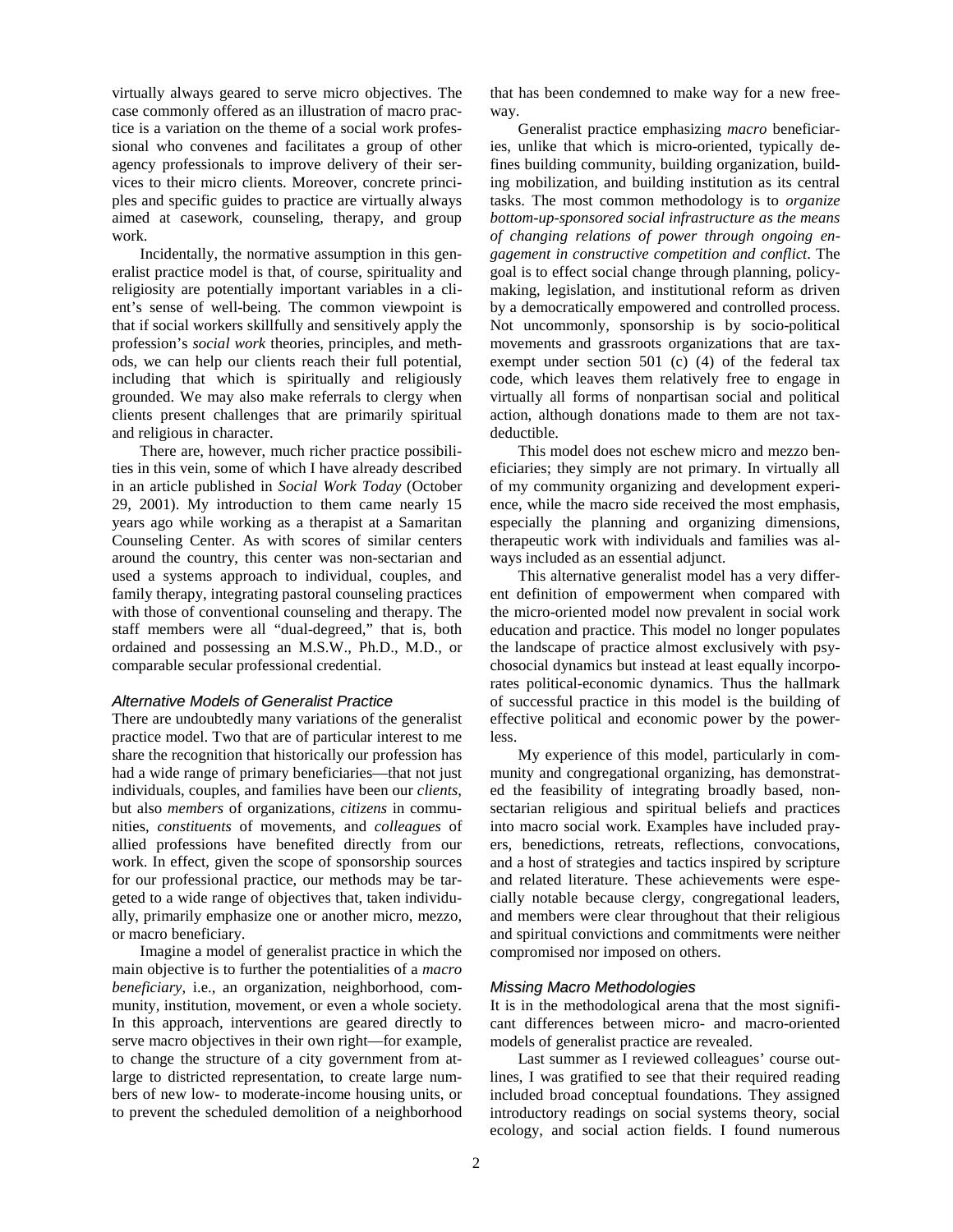virtually always geared to serve micro objectives. The case commonly offered as an illustration of macro practice is a variation on the theme of a social work professional who convenes and facilitates a group of other agency professionals to improve delivery of their services to their micro clients. Moreover, concrete principles and specific guides to practice are virtually always aimed at casework, counseling, therapy, and group work.

Incidentally, the normative assumption in this generalist practice model is that, of course, spirituality and religiosity are potentially important variables in a client's sense of well-being. The common viewpoint is that if social workers skillfully and sensitively apply the profession's *social work* theories, principles, and methods, we can help our clients reach their full potential, including that which is spiritually and religiously grounded. We may also make referrals to clergy when clients present challenges that are primarily spiritual and religious in character.

There are, however, much richer practice possibilities in this vein, some of which I have already described in an article published in *Social Work Today* (October 29, 2001). My introduction to them came nearly 15 years ago while working as a therapist at a Samaritan Counseling Center. As with scores of similar centers around the country, this center was non-sectarian and used a systems approach to individual, couples, and family therapy, integrating pastoral counseling practices with those of conventional counseling and therapy. The staff members were all "dual-degreed," that is, both ordained and possessing an M.S.W., Ph.D., M.D., or comparable secular professional credential.

### *Alternative Models of Generalist Practice*

There are undoubtedly many variations of the generalist practice model. Two that are of particular interest to me share the recognition that historically our profession has had a wide range of primary beneficiaries—that not just individuals, couples, and families have been our *clients*, but also *members* of organizations, *citizens* in communities, *constituents* of movements, and *colleagues* of allied professions have benefited directly from our work. In effect, given the scope of sponsorship sources for our professional practice, our methods may be targeted to a wide range of objectives that, taken individually, primarily emphasize one or another micro, mezzo, or macro beneficiary.

Imagine a model of generalist practice in which the main objective is to further the potentialities of a *macro beneficiary*, i.e., an organization, neighborhood, community, institution, movement, or even a whole society. In this approach, interventions are geared directly to serve macro objectives in their own right—for example, to change the structure of a city government from at-large to districted representation, to create large numbers of new low- to moderate-income housing units, or to prevent the scheduled demolition of a neighborhood that has been condemned to make way for a new freeway.

Generalist practice emphasizing *macro* beneficiaries, unlike that which is micro-oriented, typically defines building community, building organization, building mobilization, and building institution as its central tasks. The most common methodology is to *organize bottom-up-sponsored social infrastructure as the means of changing relations of power through ongoing engagement in constructive competition and conflict*. The goal is to effect social change through planning, policy-making, legislation, and institutional reform as driven by a democratically empowered and controlled process. Not uncommonly, sponsorship is by socio-political movements and grassroots organizations that are tax-exempt under section 501 (c) (4) of the federal tax code, which leaves them relatively free to engage in virtually all forms of nonpartisan social and political action, although donations made to them are not tax-deductible.

This model does not eschew micro and mezzo beneficiaries; they simply are not primary. In virtually all of my community organizing and development experience, while the macro side received the most emphasis, especially the planning and organizing dimensions, therapeutic work with individuals and families was always included as an essential adjunct.

This alternative generalist model has a very different definition of empowerment when compared with the micro-oriented model now prevalent in social work education and practice. This model no longer populates the landscape of practice almost exclusively with psychosocial dynamics but instead at least equally incorporates political-economic dynamics. Thus the hallmark of successful practice in this model is the building of effective political and economic power by the powerless.

My experience of this model, particularly in community and congregational organizing, has demonstrated the feasibility of integrating broadly based, non-sectarian religious and spiritual beliefs and practices into macro social work. Examples have included prayers, benedictions, retreats, reflections, convocations, and a host of strategies and tactics inspired by scripture and related literature. These achievements were especially notable because clergy, congregational leaders, and members were clear throughout that their religious and spiritual convictions and commitments were neither compromised nor imposed on others.

### *Missing Macro Methodologies*

It is in the methodological arena that the most significant differences between micro- and macro-oriented models of generalist practice are revealed.

Last summer as I reviewed colleagues' course outlines, I was gratified to see that their required reading included broad conceptual foundations. They assigned introductory readings on social systems theory, social ecology, and social action fields. I found numerous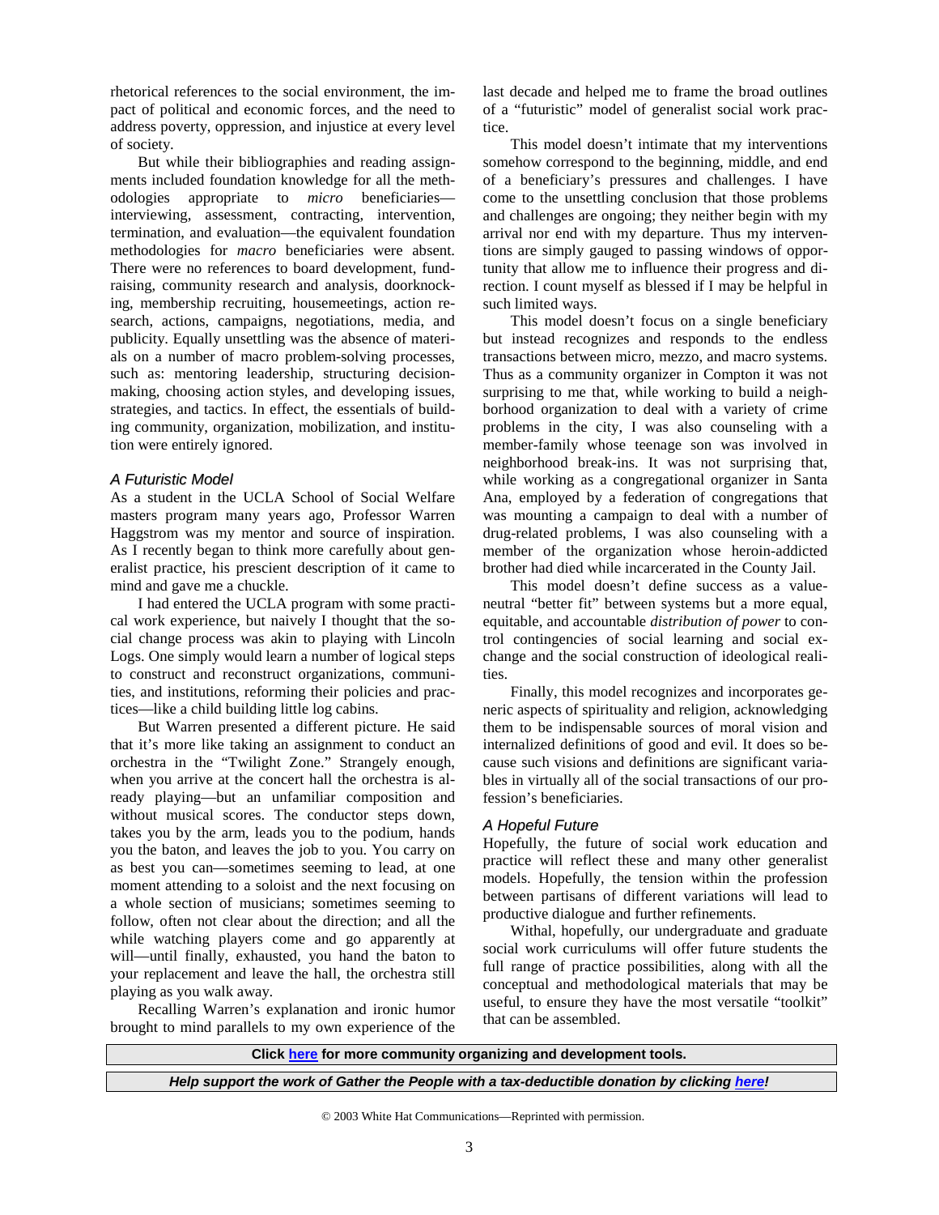rhetorical references to the social environment, the impact of political and economic forces, and the need to address poverty, oppression, and injustice at every level of society.

But while their bibliographies and reading assignments included foundation knowledge for all the methodologies appropriate to *micro* beneficiaries—interviewing, assessment, contracting, intervention, termination, and evaluation—the equivalent foundation methodologies for *macro* beneficiaries were absent. There were no references to board development, fundraising, community research and analysis, doorknocking, membership recruiting, housemeetings, action research, actions, campaigns, negotiations, media, and publicity. Equally unsettling was the absence of materials on a number of macro problem-solving processes, such as: mentoring leadership, structuring decision-making, choosing action styles, and developing issues, strategies, and tactics. In effect, the essentials of building community, organization, mobilization, and institution were entirely ignored.

### *A Futuristic Model*

As a student in the UCLA School of Social Welfare masters program many years ago, Professor Warren Haggstrom was my mentor and source of inspiration. As I recently began to think more carefully about generalist practice, his prescient description of it came to mind and gave me a chuckle.

I had entered the UCLA program with some practical work experience, but naively I thought that the social change process was akin to playing with Lincoln Logs. One simply would learn a number of logical steps to construct and reconstruct organizations, communities, and institutions, reforming their policies and practices—like a child building little log cabins.

But Warren presented a different picture. He said that it's more like taking an assignment to conduct an orchestra in the "Twilight Zone." Strangely enough, when you arrive at the concert hall the orchestra is already playing—but an unfamiliar composition and without musical scores. The conductor steps down, takes you by the arm, leads you to the podium, hands you the baton, and leaves the job to you. You carry on as best you can—sometimes seeming to lead, at one moment attending to a soloist and the next focusing on a whole section of musicians; sometimes seeming to follow, often not clear about the direction; and all the while watching players come and go apparently at will—until finally, exhausted, you hand the baton to your replacement and leave the hall, the orchestra still playing as you walk away.

Recalling Warren's explanation and ironic humor brought to mind parallels to my own experience of the last decade and helped me to frame the broad outlines of a "futuristic" model of generalist social work practice.

This model doesn't intimate that my interventions somehow correspond to the beginning, middle, and end of a beneficiary's pressures and challenges. I have come to the unsettling conclusion that those problems and challenges are ongoing; they neither begin with my arrival nor end with my departure. Thus my interventions are simply gauged to passing windows of opportunity that allow me to influence their progress and direction. I count myself as blessed if I may be helpful in such limited ways.

This model doesn't focus on a single beneficiary but instead recognizes and responds to the endless transactions between micro, mezzo, and macro systems. Thus as a community organizer in Compton it was not surprising to me that, while working to build a neighborhood organization to deal with a variety of crime problems in the city, I was also counseling with a member-family whose teenage son was involved in neighborhood break-ins. It was not surprising that, while working as a congregational organizer in Santa Ana, employed by a federation of congregations that was mounting a campaign to deal with a number of drug-related problems, I was also counseling with a member of the organization whose heroin-addicted brother had died while incarcerated in the County Jail.

This model doesn't define success as a value-neutral "better fit" between systems but a more equal, equitable, and accountable *distribution of power* to control contingencies of social learning and social exchange and the social construction of ideological realities.

Finally, this model recognizes and incorporates generic aspects of spirituality and religion, acknowledging them to be indispensable sources of moral vision and internalized definitions of good and evil. It does so because such visions and definitions are significant variables in virtually all of the social transactions of our profession's beneficiaries.

### *A Hopeful Future*

Hopefully, the future of social work education and practice will reflect these and many other generalist models. Hopefully, the tension within the profession between partisans of different variations will lead to productive dialogue and further refinements.

Withal, hopefully, our undergraduate and graduate social work curriculums will offer future students the full range of practice possibilities, along with all the conceptual and methodological materials that may be useful, to ensure they have the most versatile "toolkit" that can be assembled.

**Click here for more community organizing and development tools.**

***Help support the work of Gather the People with a tax-deductible donation by clicking here!***

© 2003 White Hat Communications—Reprinted with permission.